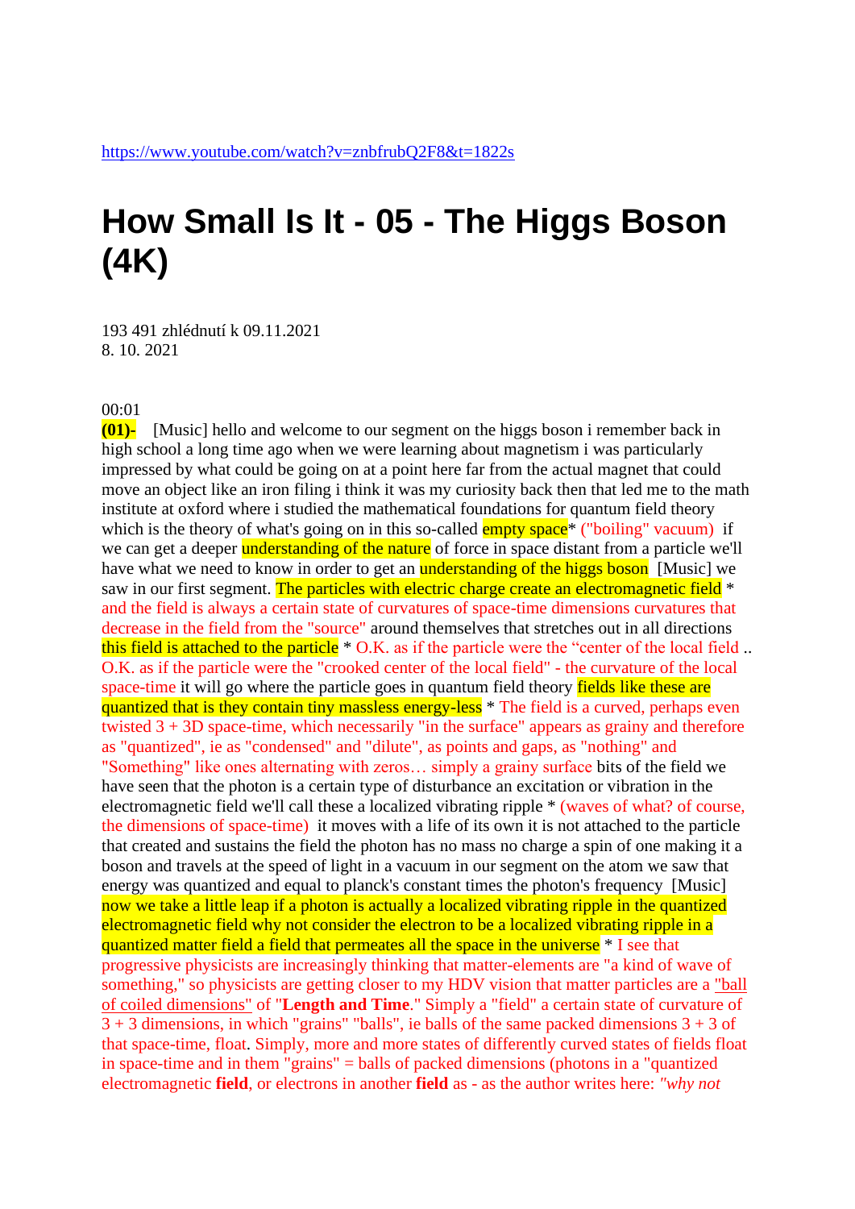https://www.youtube.com/watch?v=znbfrubQ2F8&t=1822s

# How Small Is It - 05 - The Higgs Boson (4K)

193 491 zhlédnutí k 09.11.2021
8. 10. 2021

00:01
**(01)-** [Music] hello and welcome to our segment on the higgs boson i remember back in high school a long time ago when we were learning about magnetism i was particularly impressed by what could be going on at a point here far from the actual magnet that could move an object like an iron filing i think it was my curiosity back then that led me to the math institute at oxford where i studied the mathematical foundations for quantum field theory which is the theory of what's going on in this so-called empty space* ("boiling" vacuum) if we can get a deeper understanding of the nature of force in space distant from a particle we'll have what we need to know in order to get an understanding of the higgs boson [Music] we saw in our first segment. The particles with electric charge create an electromagnetic field * and the field is always a certain state of curvatures of space-time dimensions curvatures that decrease in the field from the "source" around themselves that stretches out in all directions this field is attached to the particle * O.K. as if the particle were the "center of the local field .. O.K. as if the particle were the "crooked center of the local field" - the curvature of the local space-time it will go where the particle goes in quantum field theory fields like these are quantized that is they contain tiny massless energy-less * The field is a curved, perhaps even twisted 3 + 3D space-time, which necessarily "in the surface" appears as grainy and therefore as "quantized", ie as "condensed" and "dilute", as points and gaps, as "nothing" and "Something" like ones alternating with zeros… simply a grainy surface bits of the field we have seen that the photon is a certain type of disturbance an excitation or vibration in the electromagnetic field we'll call these a localized vibrating ripple * (waves of what? of course, the dimensions of space-time) it moves with a life of its own it is not attached to the particle that created and sustains the field the photon has no mass no charge a spin of one making it a boson and travels at the speed of light in a vacuum in our segment on the atom we saw that energy was quantized and equal to planck's constant times the photon's frequency [Music] now we take a little leap if a photon is actually a localized vibrating ripple in the quantized electromagnetic field why not consider the electron to be a localized vibrating ripple in a quantized matter field a field that permeates all the space in the universe * I see that progressive physicists are increasingly thinking that matter-elements are "a kind of wave of something," so physicists are getting closer to my HDV vision that matter particles are a "ball of coiled dimensions" of "**Length and Time**." Simply a "field" a certain state of curvature of 3 + 3 dimensions, in which "grains" "balls", ie balls of the same packed dimensions 3 + 3 of that space-time, float. Simply, more and more states of differently curved states of fields float in space-time and in them "grains" = balls of packed dimensions (photons in a "quantized electromagnetic **field**, or electrons in another **field** as - as the author writes here: *"why not*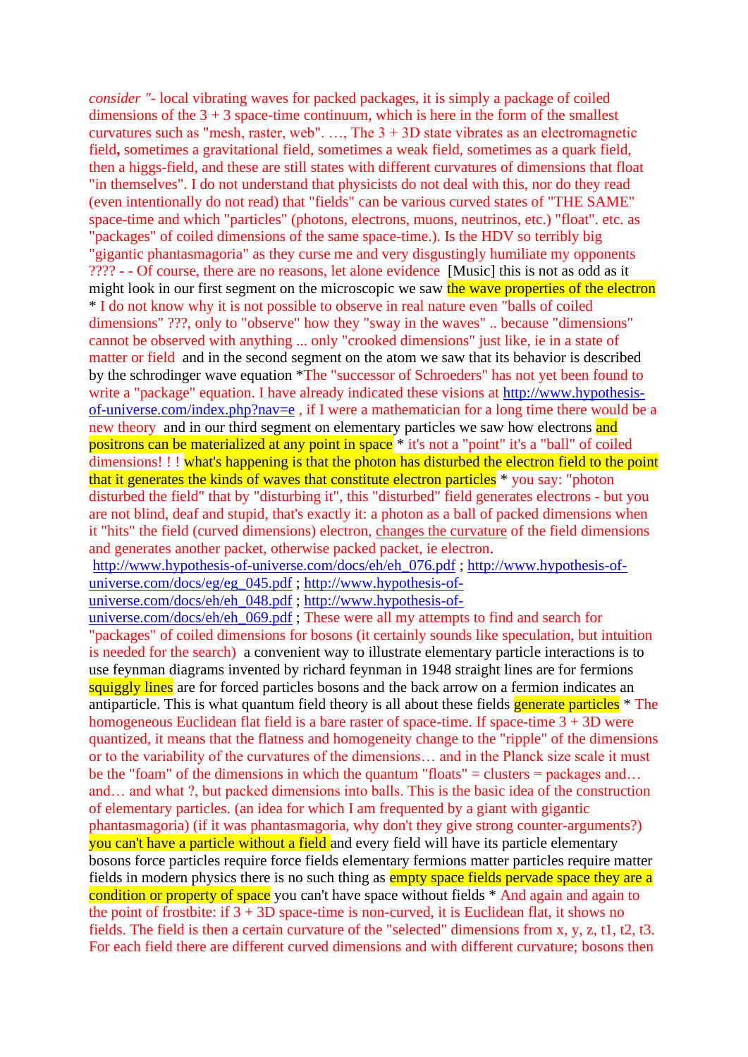*consider* "- local vibrating waves for packed packages, it is simply a package of coiled dimensions of the 3 + 3 space-time continuum, which is here in the form of the smallest curvatures such as "mesh, raster, web". …, The 3 + 3D state vibrates as an electromagnetic field**,** sometimes a gravitational field, sometimes a weak field, sometimes as a quark field, then a higgs-field, and these are still states with different curvatures of dimensions that float "in themselves". I do not understand that physicists do not deal with this, nor do they read (even intentionally do not read) that "fields" can be various curved states of "THE SAME" space-time and which "particles" (photons, electrons, muons, neutrinos, etc.) "float". etc. as "packages" of coiled dimensions of the same space-time.). Is the HDV so terribly big "gigantic phantasmagoria" as they curse me and very disgustingly humiliate my opponents ???? - - Of course, there are no reasons, let alone evidence [Music] this is not as odd as it might look in our first segment on the microscopic we saw the wave properties of the electron * I do not know why it is not possible to observe in real nature even "balls of coiled dimensions" ???, only to "observe" how they "sway in the waves" .. because "dimensions" cannot be observed with anything ... only "crooked dimensions" just like, ie in a state of matter or field and in the second segment on the atom we saw that its behavior is described by the schrodinger wave equation *The "successor of Schroeders" has not yet been found to write a "package" equation. I have already indicated these visions at http://www.hypothesis-of-universe.com/index.php?nav=e , if I were a mathematician for a long time there would be a new theory and in our third segment on elementary particles we saw how electrons and positrons can be materialized at any point in space * it's not a "point" it's a "ball" of coiled dimensions! ! ! what's happening is that the photon has disturbed the electron field to the point that it generates the kinds of waves that constitute electron particles * you say: "photon disturbed the field" that by "disturbing it", this "disturbed" field generates electrons - but you are not blind, deaf and stupid, that's exactly it: a photon as a ball of packed dimensions when it "hits" the field (curved dimensions) electron, changes the curvature of the field dimensions and generates another packet, otherwise packed packet, ie electron.
http://www.hypothesis-of-universe.com/docs/eh/eh_076.pdf ; http://www.hypothesis-of-universe.com/docs/eg/eg_045.pdf ; http://www.hypothesis-of-universe.com/docs/eh/eh_048.pdf ; http://www.hypothesis-of-universe.com/docs/eh/eh_069.pdf ; These were all my attempts to find and search for "packages" of coiled dimensions for bosons (it certainly sounds like speculation, but intuition is needed for the search) a convenient way to illustrate elementary particle interactions is to use feynman diagrams invented by richard feynman in 1948 straight lines are for fermions squiggly lines are for forced particles bosons and the back arrow on a fermion indicates an antiparticle. This is what quantum field theory is all about these fields generate particles * The homogeneous Euclidean flat field is a bare raster of space-time. If space-time 3 + 3D were quantized, it means that the flatness and homogeneity change to the "ripple" of the dimensions or to the variability of the curvatures of the dimensions… and in the Planck size scale it must be the "foam" of the dimensions in which the quantum "floats" = clusters = packages and… and… and what ?, but packed dimensions into balls. This is the basic idea of the construction of elementary particles. (an idea for which I am frequented by a giant with gigantic phantasmagoria) (if it was phantasmagoria, why don't they give strong counter-arguments?) you can't have a particle without a field and every field will have its particle elementary bosons force particles require force fields elementary fermions matter particles require matter fields in modern physics there is no such thing as empty space fields pervade space they are a condition or property of space you can't have space without fields * And again and again to the point of frostbite: if 3 + 3D space-time is non-curved, it is Euclidean flat, it shows no fields. The field is then a certain curvature of the "selected" dimensions from x, y, z, t1, t2, t3. For each field there are different curved dimensions and with different curvature; bosons then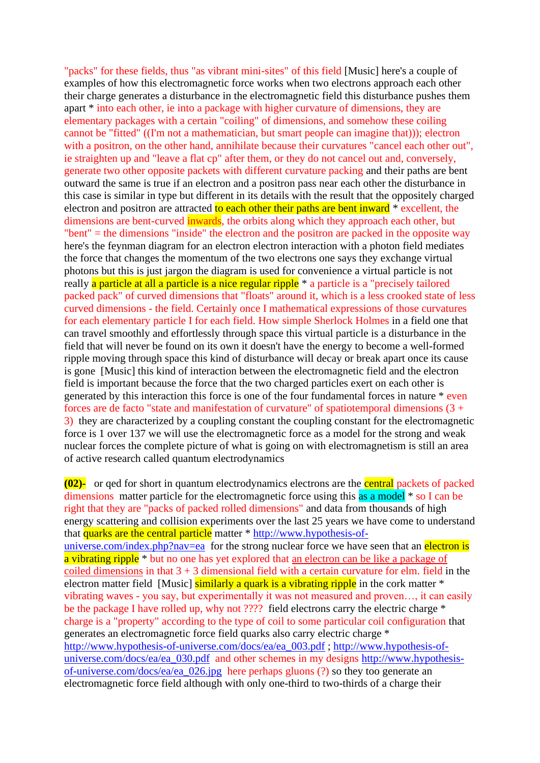"packs" for these fields, thus "as vibrant mini-sites" of this field [Music] here's a couple of examples of how this electromagnetic force works when two electrons approach each other their charge generates a disturbance in the electromagnetic field this disturbance pushes them apart * into each other, ie into a package with higher curvature of dimensions, they are elementary packages with a certain "coiling" of dimensions, and somehow these coiling cannot be "fitted" ((I'm not a mathematician, but smart people can imagine that))); electron with a positron, on the other hand, annihilate because their curvatures "cancel each other out", ie straighten up and "leave a flat cp" after them, or they do not cancel out and, conversely, generate two other opposite packets with different curvature packing and their paths are bent outward the same is true if an electron and a positron pass near each other the disturbance in this case is similar in type but different in its details with the result that the oppositely charged electron and positron are attracted to each other their paths are bent inward * excellent, the dimensions are bent-curved inwards, the orbits along which they approach each other, but "bent" = the dimensions "inside" the electron and the positron are packed in the opposite way here's the feynman diagram for an electron electron interaction with a photon field mediates the force that changes the momentum of the two electrons one says they exchange virtual photons but this is just jargon the diagram is used for convenience a virtual particle is not really a particle at all a particle is a nice regular ripple * a particle is a "precisely tailored packed pack" of curved dimensions that "floats" around it, which is a less crooked state of less curved dimensions - the field. Certainly once I mathematical expressions of those curvatures for each elementary particle I for each field. How simple Sherlock Holmes in a field one that can travel smoothly and effortlessly through space this virtual particle is a disturbance in the field that will never be found on its own it doesn't have the energy to become a well-formed ripple moving through space this kind of disturbance will decay or break apart once its cause is gone [Music] this kind of interaction between the electromagnetic field and the electron field is important because the force that the two charged particles exert on each other is generated by this interaction this force is one of the four fundamental forces in nature * even forces are de facto "state and manifestation of curvature" of spatiotemporal dimensions (3 + 3) they are characterized by a coupling constant the coupling constant for the electromagnetic force is 1 over 137 we will use the electromagnetic force as a model for the strong and weak nuclear forces the complete picture of what is going on with electromagnetism is still an area of active research called quantum electrodynamics

**(02)-** or qed for short in quantum electrodynamics electrons are the central packets of packed dimensions matter particle for the electromagnetic force using this as a model * so I can be right that they are "packs of packed rolled dimensions" and data from thousands of high energy scattering and collision experiments over the last 25 years we have come to understand that quarks are the central particle matter * http://www.hypothesis-of-universe.com/index.php?nav=ea for the strong nuclear force we have seen that an electron is a vibrating ripple * but no one has yet explored that an electron can be like a package of coiled dimensions in that 3 + 3 dimensional field with a certain curvature for elm. field in the electron matter field [Music] similarly a quark is a vibrating ripple in the cork matter * vibrating waves - you say, but experimentally it was not measured and proven…, it can easily be the package I have rolled up, why not ???? field electrons carry the electric charge * charge is a "property" according to the type of coil to some particular coil configuration that generates an electromagnetic force field quarks also carry electric charge * http://www.hypothesis-of-universe.com/docs/ea/ea_003.pdf ; http://www.hypothesis-of-universe.com/docs/ea/ea_030.pdf and other schemes in my designs http://www.hypothesis-of-universe.com/docs/ea/ea_026.jpg here perhaps gluons (?) so they too generate an electromagnetic force field although with only one-third to two-thirds of a charge their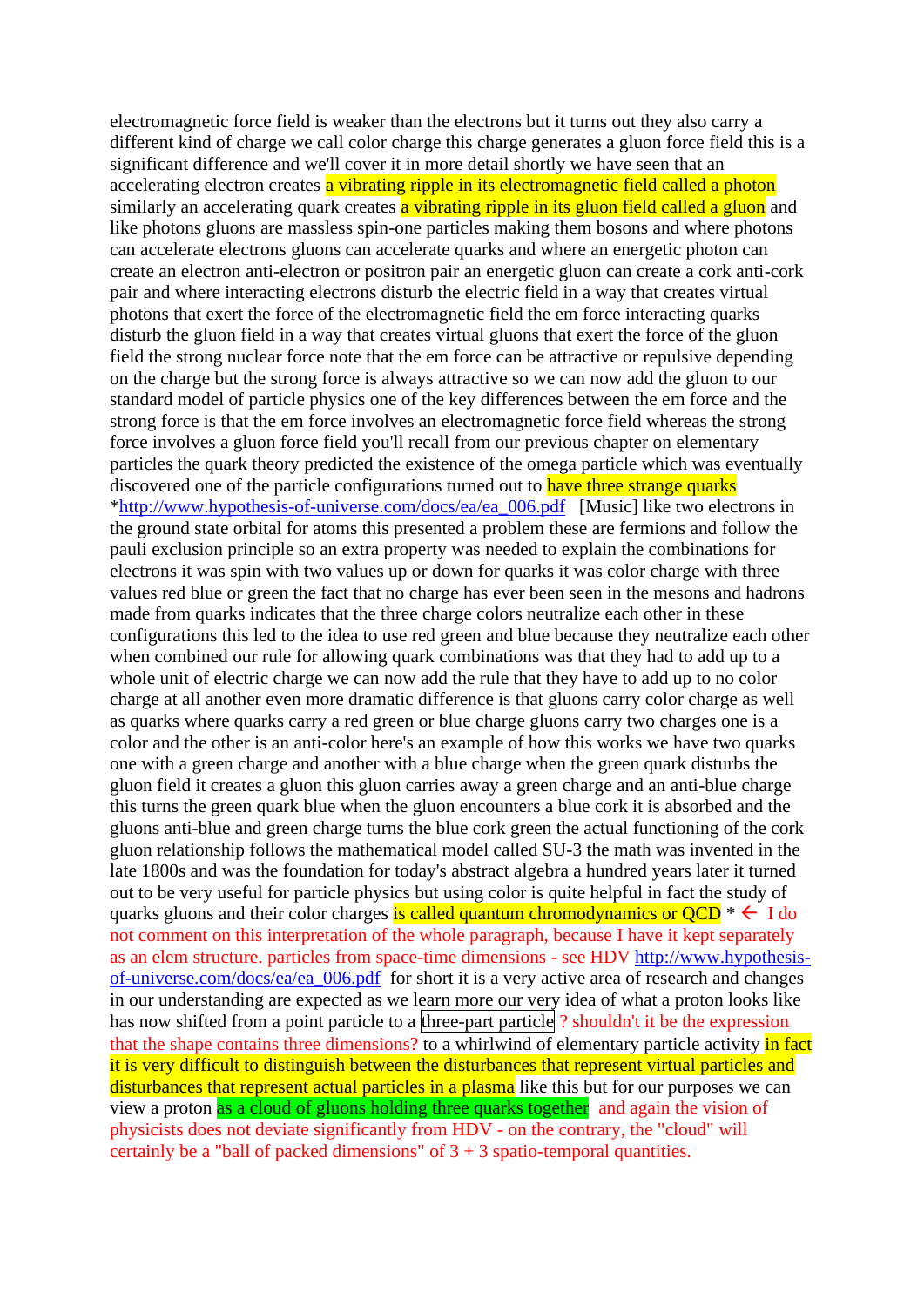electromagnetic force field is weaker than the electrons but it turns out they also carry a different kind of charge we call color charge this charge generates a gluon force field this is a significant difference and we'll cover it in more detail shortly we have seen that an accelerating electron creates a vibrating ripple in its electromagnetic field called a photon similarly an accelerating quark creates a vibrating ripple in its gluon field called a gluon and like photons gluons are massless spin-one particles making them bosons and where photons can accelerate electrons gluons can accelerate quarks and where an energetic photon can create an electron anti-electron or positron pair an energetic gluon can create a cork anti-cork pair and where interacting electrons disturb the electric field in a way that creates virtual photons that exert the force of the electromagnetic field the em force interacting quarks disturb the gluon field in a way that creates virtual gluons that exert the force of the gluon field the strong nuclear force note that the em force can be attractive or repulsive depending on the charge but the strong force is always attractive so we can now add the gluon to our standard model of particle physics one of the key differences between the em force and the strong force is that the em force involves an electromagnetic force field whereas the strong force involves a gluon force field you'll recall from our previous chapter on elementary particles the quark theory predicted the existence of the omega particle which was eventually discovered one of the particle configurations turned out to have three strange quarks *http://www.hypothesis-of-universe.com/docs/ea/ea_006.pdf [Music] like two electrons in the ground state orbital for atoms this presented a problem these are fermions and follow the pauli exclusion principle so an extra property was needed to explain the combinations for electrons it was spin with two values up or down for quarks it was color charge with three values red blue or green the fact that no charge has ever been seen in the mesons and hadrons made from quarks indicates that the three charge colors neutralize each other in these configurations this led to the idea to use red green and blue because they neutralize each other when combined our rule for allowing quark combinations was that they had to add up to a whole unit of electric charge we can now add the rule that they have to add up to no color charge at all another even more dramatic difference is that gluons carry color charge as well as quarks where quarks carry a red green or blue charge gluons carry two charges one is a color and the other is an anti-color here's an example of how this works we have two quarks one with a green charge and another with a blue charge when the green quark disturbs the gluon field it creates a gluon this gluon carries away a green charge and an anti-blue charge this turns the green quark blue when the gluon encounters a blue cork it is absorbed and the gluons anti-blue and green charge turns the blue cork green the actual functioning of the cork gluon relationship follows the mathematical model called SU-3 the math was invented in the late 1800s and was the foundation for today's abstract algebra a hundred years later it turned out to be very useful for particle physics but using color is quite helpful in fact the study of quarks gluons and their color charges is called quantum chromodynamics or QCD * ← I do not comment on this interpretation of the whole paragraph, because I have it kept separately as an elem structure. particles from space-time dimensions - see HDV http://www.hypothesis-of-universe.com/docs/ea/ea_006.pdf for short it is a very active area of research and changes in our understanding are expected as we learn more our very idea of what a proton looks like has now shifted from a point particle to a three-part particle ? shouldn't it be the expression that the shape contains three dimensions? to a whirlwind of elementary particle activity in fact it is very difficult to distinguish between the disturbances that represent virtual particles and disturbances that represent actual particles in a plasma like this but for our purposes we can view a proton as a cloud of gluons holding three quarks together and again the vision of physicists does not deviate significantly from HDV - on the contrary, the "cloud" will certainly be a "ball of packed dimensions" of 3 + 3 spatio-temporal quantities.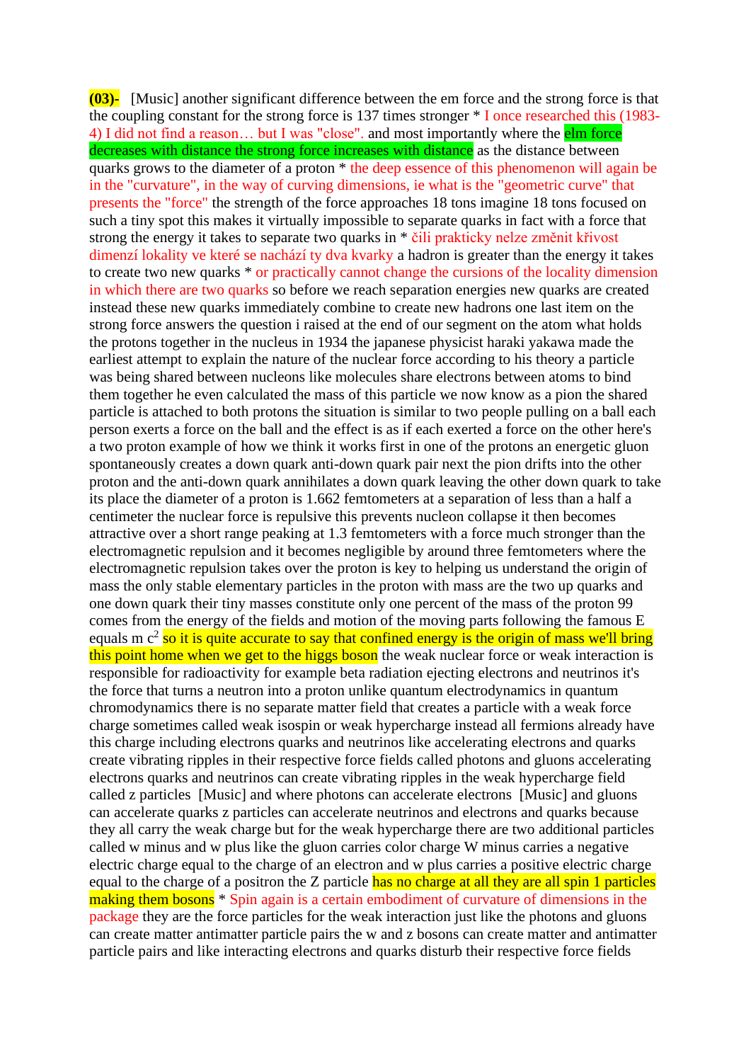**(03)-** [Music] another significant difference between the em force and the strong force is that the coupling constant for the strong force is 137 times stronger * I once researched this (1983-4) I did not find a reason… but I was "close". and most importantly where the elm force decreases with distance the strong force increases with distance as the distance between quarks grows to the diameter of a proton * the deep essence of this phenomenon will again be in the "curvature", in the way of curving dimensions, ie what is the "geometric curve" that presents the "force" the strength of the force approaches 18 tons imagine 18 tons focused on such a tiny spot this makes it virtually impossible to separate quarks in fact with a force that strong the energy it takes to separate two quarks in * čili prakticky nelze změnit křivost dimenzí lokality ve které se nachází ty dva kvarky a hadron is greater than the energy it takes to create two new quarks * or practically cannot change the cursions of the locality dimension in which there are two quarks so before we reach separation energies new quarks are created instead these new quarks immediately combine to create new hadrons one last item on the strong force answers the question i raised at the end of our segment on the atom what holds the protons together in the nucleus in 1934 the japanese physicist haraki yakawa made the earliest attempt to explain the nature of the nuclear force according to his theory a particle was being shared between nucleons like molecules share electrons between atoms to bind them together he even calculated the mass of this particle we now know as a pion the shared particle is attached to both protons the situation is similar to two people pulling on a ball each person exerts a force on the ball and the effect is as if each exerted a force on the other here's a two proton example of how we think it works first in one of the protons an energetic gluon spontaneously creates a down quark anti-down quark pair next the pion drifts into the other proton and the anti-down quark annihilates a down quark leaving the other down quark to take its place the diameter of a proton is 1.662 femtometers at a separation of less than a half a centimeter the nuclear force is repulsive this prevents nucleon collapse it then becomes attractive over a short range peaking at 1.3 femtometers with a force much stronger than the electromagnetic repulsion and it becomes negligible by around three femtometers where the electromagnetic repulsion takes over the proton is key to helping us understand the origin of mass the only stable elementary particles in the proton with mass are the two up quarks and one down quark their tiny masses constitute only one percent of the mass of the proton 99 comes from the energy of the fields and motion of the moving parts following the famous E equals m $c^2$ so it is quite accurate to say that confined energy is the origin of mass we'll bring this point home when we get to the higgs boson the weak nuclear force or weak interaction is responsible for radioactivity for example beta radiation ejecting electrons and neutrinos it's the force that turns a neutron into a proton unlike quantum electrodynamics in quantum chromodynamics there is no separate matter field that creates a particle with a weak force charge sometimes called weak isospin or weak hypercharge instead all fermions already have this charge including electrons quarks and neutrinos like accelerating electrons and quarks create vibrating ripples in their respective force fields called photons and gluons accelerating electrons quarks and neutrinos can create vibrating ripples in the weak hypercharge field called z particles [Music] and where photons can accelerate electrons [Music] and gluons can accelerate quarks z particles can accelerate neutrinos and electrons and quarks because they all carry the weak charge but for the weak hypercharge there are two additional particles called w minus and w plus like the gluon carries color charge W minus carries a negative electric charge equal to the charge of an electron and w plus carries a positive electric charge equal to the charge of a positron the Z particle has no charge at all they are all spin 1 particles making them bosons * Spin again is a certain embodiment of curvature of dimensions in the package they are the force particles for the weak interaction just like the photons and gluons can create matter antimatter particle pairs the w and z bosons can create matter and antimatter particle pairs and like interacting electrons and quarks disturb their respective force fields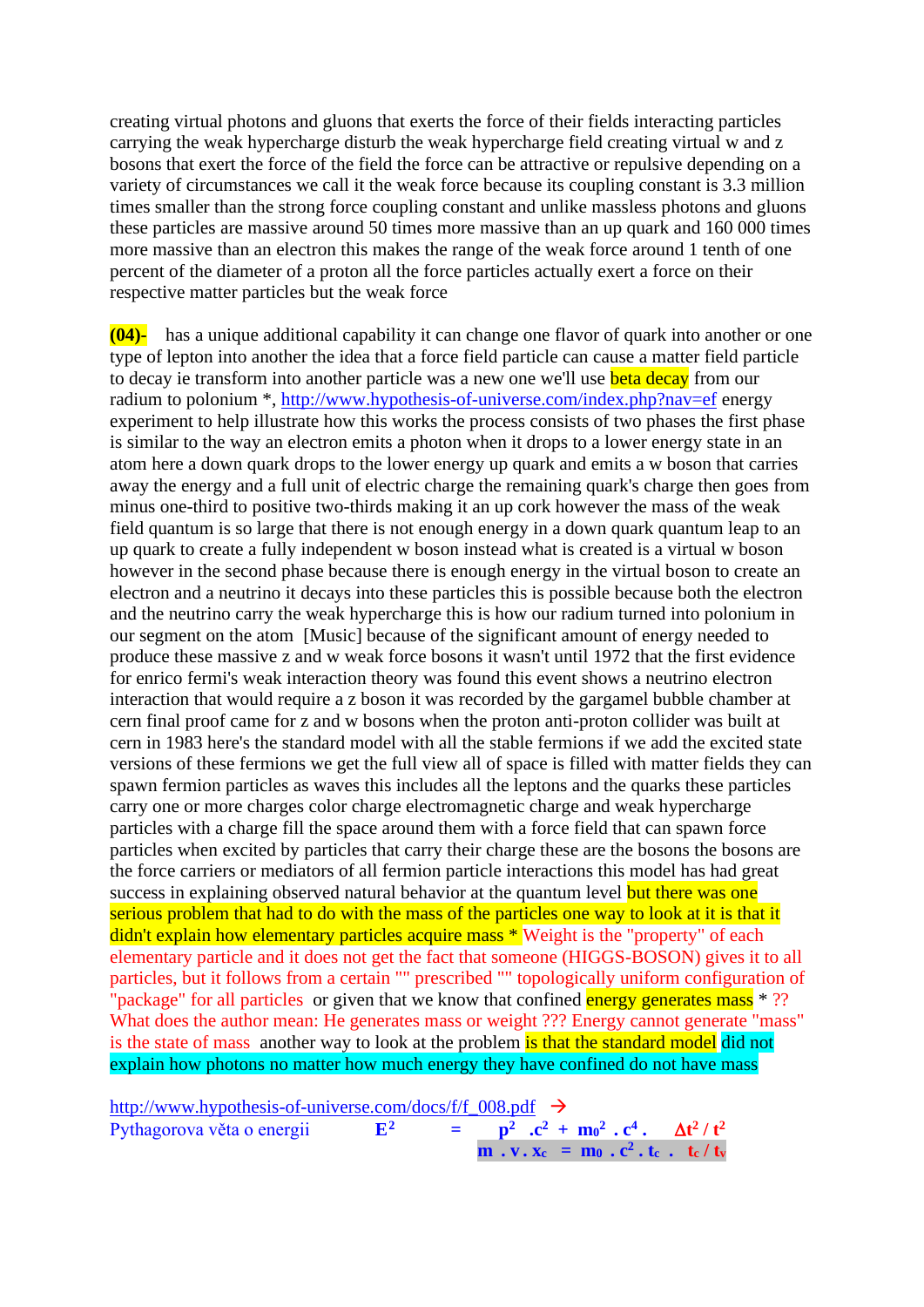creating virtual photons and gluons that exerts the force of their fields interacting particles carrying the weak hypercharge disturb the weak hypercharge field creating virtual w and z bosons that exert the force of the field the force can be attractive or repulsive depending on a variety of circumstances we call it the weak force because its coupling constant is 3.3 million times smaller than the strong force coupling constant and unlike massless photons and gluons these particles are massive around 50 times more massive than an up quark and 160 000 times more massive than an electron this makes the range of the weak force around 1 tenth of one percent of the diameter of a proton all the force particles actually exert a force on their respective matter particles but the weak force

**(04)-** has a unique additional capability it can change one flavor of quark into another or one type of lepton into another the idea that a force field particle can cause a matter field particle to decay ie transform into another particle was a new one we'll use beta decay from our radium to polonium *, http://www.hypothesis-of-universe.com/index.php?nav=ef energy experiment to help illustrate how this works the process consists of two phases the first phase is similar to the way an electron emits a photon when it drops to a lower energy state in an atom here a down quark drops to the lower energy up quark and emits a w boson that carries away the energy and a full unit of electric charge the remaining quark's charge then goes from minus one-third to positive two-thirds making it an up cork however the mass of the weak field quantum is so large that there is not enough energy in a down quark quantum leap to an up quark to create a fully independent w boson instead what is created is a virtual w boson however in the second phase because there is enough energy in the virtual boson to create an electron and a neutrino it decays into these particles this is possible because both the electron and the neutrino carry the weak hypercharge this is how our radium turned into polonium in our segment on the atom [Music] because of the significant amount of energy needed to produce these massive z and w weak force bosons it wasn't until 1972 that the first evidence for enrico fermi's weak interaction theory was found this event shows a neutrino electron interaction that would require a z boson it was recorded by the gargamel bubble chamber at cern final proof came for z and w bosons when the proton anti-proton collider was built at cern in 1983 here's the standard model with all the stable fermions if we add the excited state versions of these fermions we get the full view all of space is filled with matter fields they can spawn fermion particles as waves this includes all the leptons and the quarks these particles carry one or more charges color charge electromagnetic charge and weak hypercharge particles with a charge fill the space around them with a force field that can spawn force particles when excited by particles that carry their charge these are the bosons the bosons are the force carriers or mediators of all fermion particle interactions this model has had great success in explaining observed natural behavior at the quantum level but there was one serious problem that had to do with the mass of the particles one way to look at it is that it didn't explain how elementary particles acquire mass * Weight is the "property" of each elementary particle and it does not get the fact that someone (HIGGS-BOSON) gives it to all particles, but it follows from a certain "" prescribed "" topologically uniform configuration of "package" for all particles or given that we know that confined energy generates mass * ?? What does the author mean: He generates mass or weight ??? Energy cannot generate "mass" is the state of mass another way to look at the problem is that the standard model did not explain how photons no matter how much energy they have confined do not have mass

http://www.hypothesis-of-universe.com/docs/f/f_008.pdf →

Pythagorova věta o energii $E^2 = p^2 \, . c^2 + m_0^2 \, . c^4 \, . \quad \Delta t^2 / t^2$

$m \, . v \, . x_c = m_0 \, . c^2 \, . t_c \, . \quad t_c / t_v$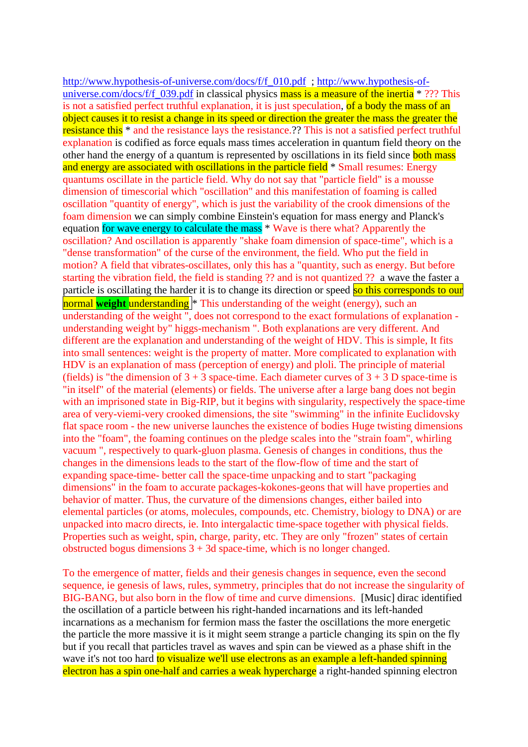http://www.hypothesis-of-universe.com/docs/f/f_010.pdf ; http://www.hypothesis-of-universe.com/docs/f/f_039.pdf in classical physics mass is a measure of the inertia * ??? This is not a satisfied perfect truthful explanation, it is just speculation, of a body the mass of an object causes it to resist a change in its speed or direction the greater the mass the greater the resistance this * and the resistance lays the resistance.?? This is not a satisfied perfect truthful explanation is codified as force equals mass times acceleration in quantum field theory on the other hand the energy of a quantum is represented by oscillations in its field since both mass and energy are associated with oscillations in the particle field * Small resumes: Energy quantums oscillate in the particle field. Why do not say that "particle field" is a mousse dimension of timescorial which "oscillation" and this manifestation of foaming is called oscillation "quantity of energy", which is just the variability of the crook dimensions of the foam dimension we can simply combine Einstein's equation for mass energy and Planck's equation for wave energy to calculate the mass * Wave is there what? Apparently the oscillation? And oscillation is apparently "shake foam dimension of space-time", which is a "dense transformation" of the curse of the environment, the field. Who put the field in motion? A field that vibrates-oscillates, only this has a "quantity, such as energy. But before starting the vibration field, the field is standing ?? and is not quantized ?? a wave the faster a particle is oscillating the harder it is to change its direction or speed so this corresponds to our normal **weight** understanding * This understanding of the weight (energy), such an understanding of the weight ", does not correspond to the exact formulations of explanation - understanding weight by" higgs-mechanism ". Both explanations are very different. And different are the explanation and understanding of the weight of HDV. This is simple, It fits into small sentences: weight is the property of matter. More complicated to explanation with HDV is an explanation of mass (perception of energy) and ploli. The principle of material (fields) is "the dimension of 3 + 3 space-time. Each diameter curves of 3 + 3 D space-time is "in itself" of the material (elements) or fields. The universe after a large bang does not begin with an imprisoned state in Big-RIP, but it begins with singularity, respectively the space-time area of very-viemi-very crooked dimensions, the site "swimming" in the infinite Euclidovsky flat space room - the new universe launches the existence of bodies Huge twisting dimensions into the "foam", the foaming continues on the pledge scales into the "strain foam", whirling vacuum ", respectively to quark-gluon plasma. Genesis of changes in conditions, thus the changes in the dimensions leads to the start of the flow-flow of time and the start of expanding space-time- better call the space-time unpacking and to start "packaging dimensions" in the foam to accurate packages-kokones-geons that will have properties and behavior of matter. Thus, the curvature of the dimensions changes, either bailed into elemental particles (or atoms, molecules, compounds, etc. Chemistry, biology to DNA) or are unpacked into macro directs, ie. Into intergalactic time-space together with physical fields. Properties such as weight, spin, charge, parity, etc. They are only "frozen" states of certain obstructed bogus dimensions 3 + 3d space-time, which is no longer changed.

To the emergence of matter, fields and their genesis changes in sequence, even the second sequence, ie genesis of laws, rules, symmetry, principles that do not increase the singularity of BIG-BANG, but also born in the flow of time and curve dimensions. [Music] dirac identified the oscillation of a particle between his right-handed incarnations and its left-handed incarnations as a mechanism for fermion mass the faster the oscillations the more energetic the particle the more massive it is it might seem strange a particle changing its spin on the fly but if you recall that particles travel as waves and spin can be viewed as a phase shift in the wave it's not too hard to visualize we'll use electrons as an example a left-handed spinning electron has a spin one-half and carries a weak hypercharge a right-handed spinning electron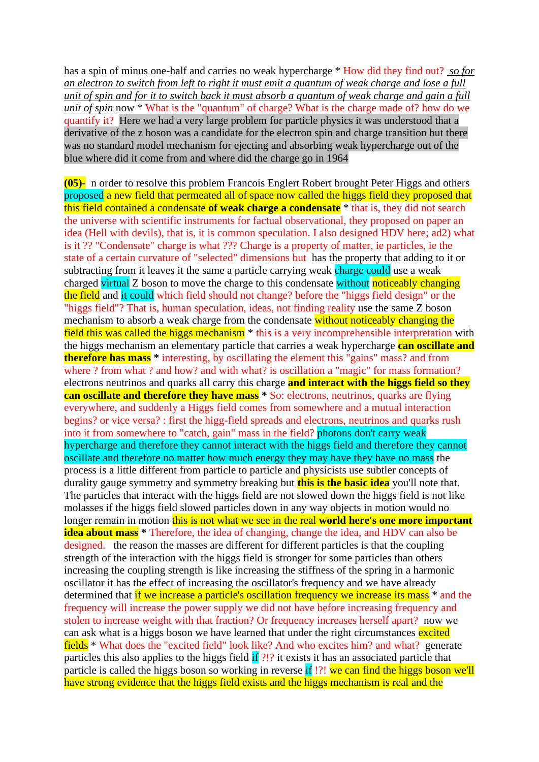has a spin of minus one-half and carries no weak hypercharge * How did they find out? *so for an electron to switch from left to right it must emit a quantum of weak charge and lose a full unit of spin and for it to switch back it must absorb a quantum of weak charge and gain a full unit of spin* now * What is the "quantum" of charge? What is the charge made of? how do we quantify it? Here we had a very large problem for particle physics it was understood that a derivative of the z boson was a candidate for the electron spin and charge transition but there was no standard model mechanism for ejecting and absorbing weak hypercharge out of the blue where did it come from and where did the charge go in 1964

**(05)-** n order to resolve this problem Francois Englert Robert brought Peter Higgs and others proposed a new field that permeated all of space now called the higgs field they proposed that this field contained a condensate **of weak charge a condensate** * that is, they did not search the universe with scientific instruments for factual observational, they proposed on paper an idea (Hell with devils), that is, it is common speculation. I also designed HDV here; ad2) what is it ?? "Condensate" charge is what ??? Charge is a property of matter, ie particles, ie the state of a certain curvature of "selected" dimensions but has the property that adding to it or subtracting from it leaves it the same a particle carrying weak charge could use a weak charged virtual Z boson to move the charge to this condensate without noticeably changing the field and it could which field should not change? before the "higgs field design" or the "higgs field"? That is, human speculation, ideas, not finding reality use the same Z boson mechanism to absorb a weak charge from the condensate without noticeably changing the field this was called the higgs mechanism * this is a very incomprehensible interpretation with the higgs mechanism an elementary particle that carries a weak hypercharge **can oscillate and therefore has mass** * interesting, by oscillating the element this "gains" mass? and from where ? from what ? and how? and with what? is oscillation a "magic" for mass formation? electrons neutrinos and quarks all carry this charge **and interact with the higgs field so they can oscillate and therefore they have mass** * So: electrons, neutrinos, quarks are flying everywhere, and suddenly a Higgs field comes from somewhere and a mutual interaction begins? or vice versa? : first the higg-field spreads and electrons, neutrinos and quarks rush into it from somewhere to "catch, gain" mass in the field? photons don't carry weak hypercharge and therefore they cannot interact with the higgs field and therefore they cannot oscillate and therefore no matter how much energy they may have they have no mass the process is a little different from particle to particle and physicists use subtler concepts of durality gauge symmetry and symmetry breaking but **this is the basic idea** you'll note that. The particles that interact with the higgs field are not slowed down the higgs field is not like molasses if the higgs field slowed particles down in any way objects in motion would no longer remain in motion this is not what we see in the real **world here's one more important idea about mass** * Therefore, the idea of changing, change the idea, and HDV can also be designed. the reason the masses are different for different particles is that the coupling strength of the interaction with the higgs field is stronger for some particles than others increasing the coupling strength is like increasing the stiffness of the spring in a harmonic oscillator it has the effect of increasing the oscillator's frequency and we have already determined that if we increase a particle's oscillation frequency we increase its mass * and the frequency will increase the power supply we did not have before increasing frequency and stolen to increase weight with that fraction? Or frequency increases herself apart? now we can ask what is a higgs boson we have learned that under the right circumstances excited fields * What does the "excited field" look like? And who excites him? and what? generate particles this also applies to the higgs field if ?!? it exists it has an associated particle that particle is called the higgs boson so working in reverse if !?! we can find the higgs boson we'll have strong evidence that the higgs field exists and the higgs mechanism is real and the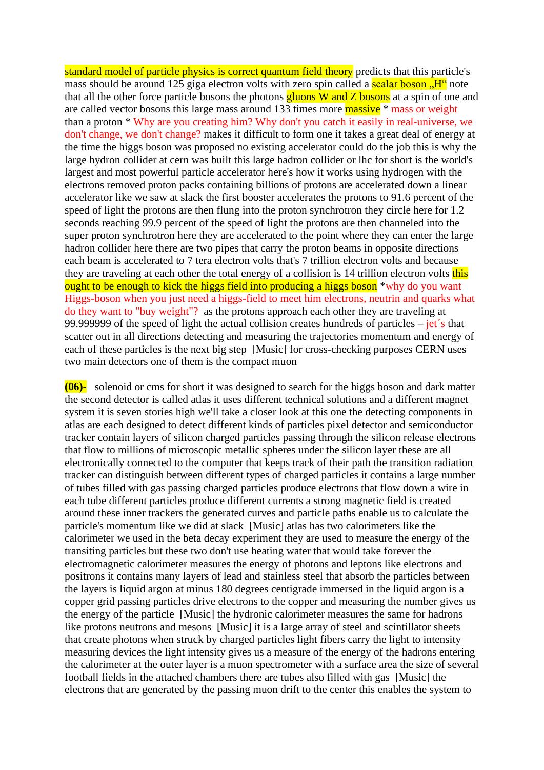standard model of particle physics is correct quantum field theory predicts that this particle's mass should be around 125 giga electron volts with zero spin called a scalar boson „H“ note that all the other force particle bosons the photons gluons W and Z bosons at a spin of one and are called vector bosons this large mass around 133 times more massive * mass or weight than a proton * Why are you creating him? Why don't you catch it easily in real-universe, we don't change, we don't change? makes it difficult to form one it takes a great deal of energy at the time the higgs boson was proposed no existing accelerator could do the job this is why the large hydron collider at cern was built this large hadron collider or lhc for short is the world's largest and most powerful particle accelerator here's how it works using hydrogen with the electrons removed proton packs containing billions of protons are accelerated down a linear accelerator like we saw at slack the first booster accelerates the protons to 91.6 percent of the speed of light the protons are then flung into the proton synchrotron they circle here for 1.2 seconds reaching 99.9 percent of the speed of light the protons are then channeled into the super proton synchrotron here they are accelerated to the point where they can enter the large hadron collider here there are two pipes that carry the proton beams in opposite directions each beam is accelerated to 7 tera electron volts that's 7 trillion electron volts and because they are traveling at each other the total energy of a collision is 14 trillion electron volts this ought to be enough to kick the higgs field into producing a higgs boson *why do you want Higgs-boson when you just need a higgs-field to meet him electrons, neutrin and quarks what do they want to "buy weight"? as the protons approach each other they are traveling at 99.999999 of the speed of light the actual collision creates hundreds of particles – jet´s that scatter out in all directions detecting and measuring the trajectories momentum and energy of each of these particles is the next big step [Music] for cross-checking purposes CERN uses two main detectors one of them is the compact muon

**(06)-** solenoid or cms for short it was designed to search for the higgs boson and dark matter the second detector is called atlas it uses different technical solutions and a different magnet system it is seven stories high we'll take a closer look at this one the detecting components in atlas are each designed to detect different kinds of particles pixel detector and semiconductor tracker contain layers of silicon charged particles passing through the silicon release electrons that flow to millions of microscopic metallic spheres under the silicon layer these are all electronically connected to the computer that keeps track of their path the transition radiation tracker can distinguish between different types of charged particles it contains a large number of tubes filled with gas passing charged particles produce electrons that flow down a wire in each tube different particles produce different currents a strong magnetic field is created around these inner trackers the generated curves and particle paths enable us to calculate the particle's momentum like we did at slack [Music] atlas has two calorimeters like the calorimeter we used in the beta decay experiment they are used to measure the energy of the transiting particles but these two don't use heating water that would take forever the electromagnetic calorimeter measures the energy of photons and leptons like electrons and positrons it contains many layers of lead and stainless steel that absorb the particles between the layers is liquid argon at minus 180 degrees centigrade immersed in the liquid argon is a copper grid passing particles drive electrons to the copper and measuring the number gives us the energy of the particle [Music] the hydronic calorimeter measures the same for hadrons like protons neutrons and mesons [Music] it is a large array of steel and scintillator sheets that create photons when struck by charged particles light fibers carry the light to intensity measuring devices the light intensity gives us a measure of the energy of the hadrons entering the calorimeter at the outer layer is a muon spectrometer with a surface area the size of several football fields in the attached chambers there are tubes also filled with gas [Music] the electrons that are generated by the passing muon drift to the center this enables the system to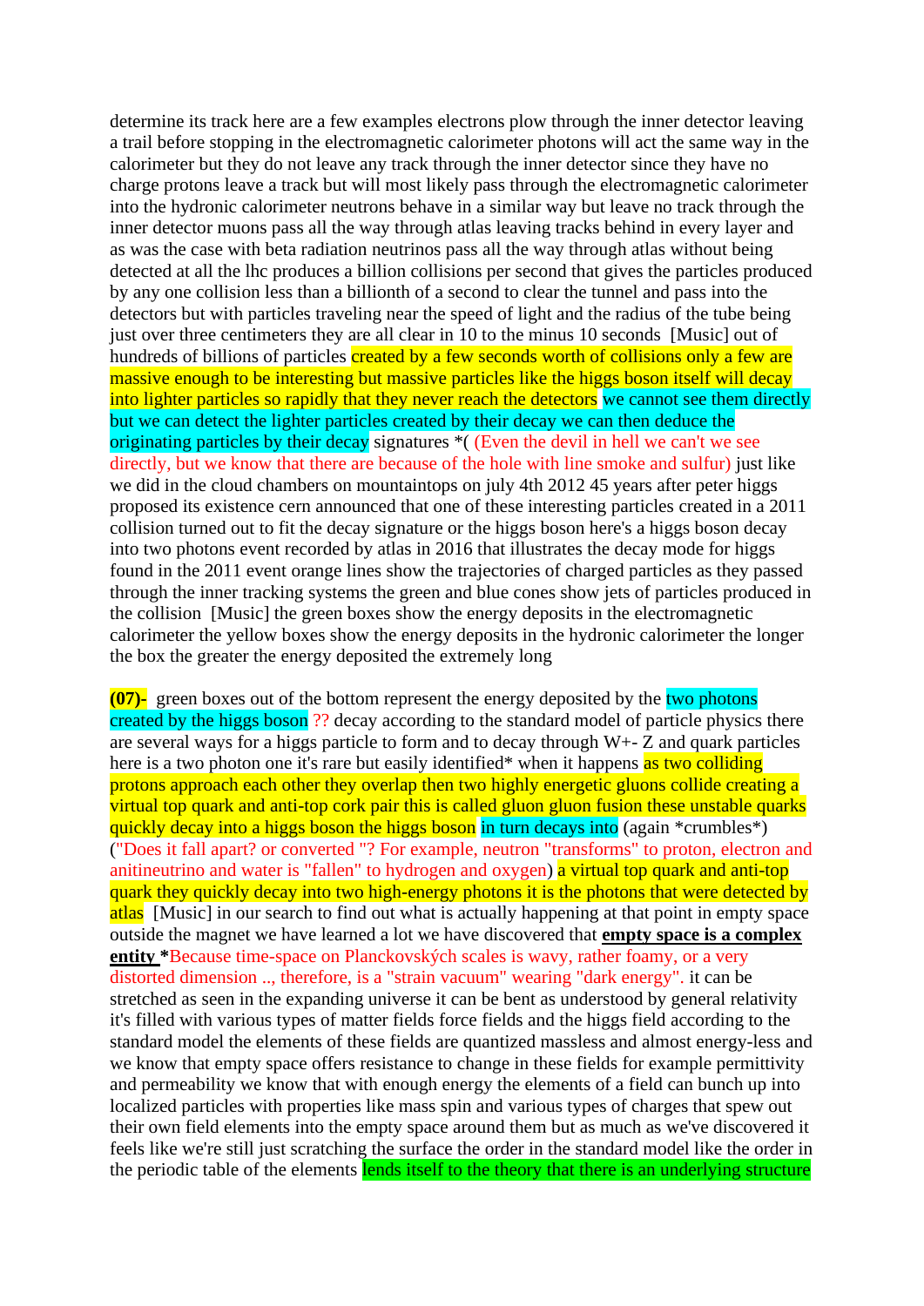determine its track here are a few examples electrons plow through the inner detector leaving a trail before stopping in the electromagnetic calorimeter photons will act the same way in the calorimeter but they do not leave any track through the inner detector since they have no charge protons leave a track but will most likely pass through the electromagnetic calorimeter into the hydronic calorimeter neutrons behave in a similar way but leave no track through the inner detector muons pass all the way through atlas leaving tracks behind in every layer and as was the case with beta radiation neutrinos pass all the way through atlas without being detected at all the lhc produces a billion collisions per second that gives the particles produced by any one collision less than a billionth of a second to clear the tunnel and pass into the detectors but with particles traveling near the speed of light and the radius of the tube being just over three centimeters they are all clear in 10 to the minus 10 seconds [Music] out of hundreds of billions of particles created by a few seconds worth of collisions only a few are massive enough to be interesting but massive particles like the higgs boson itself will decay into lighter particles so rapidly that they never reach the detectors we cannot see them directly but we can detect the lighter particles created by their decay we can then deduce the originating particles by their decay signatures *( (Even the devil in hell we can't we see directly, but we know that there are because of the hole with line smoke and sulfur) just like we did in the cloud chambers on mountaintops on july 4th 2012 45 years after peter higgs proposed its existence cern announced that one of these interesting particles created in a 2011 collision turned out to fit the decay signature or the higgs boson here's a higgs boson decay into two photons event recorded by atlas in 2016 that illustrates the decay mode for higgs found in the 2011 event orange lines show the trajectories of charged particles as they passed through the inner tracking systems the green and blue cones show jets of particles produced in the collision [Music] the green boxes show the energy deposits in the electromagnetic calorimeter the yellow boxes show the energy deposits in the hydronic calorimeter the longer the box the greater the energy deposited the extremely long

**(07)-** green boxes out of the bottom represent the energy deposited by the two photons created by the higgs boson ?? decay according to the standard model of particle physics there are several ways for a higgs particle to form and to decay through W+- Z and quark particles here is a two photon one it's rare but easily identified* when it happens as two colliding protons approach each other they overlap then two highly energetic gluons collide creating a virtual top quark and anti-top cork pair this is called gluon gluon fusion these unstable quarks quickly decay into a higgs boson the higgs boson in turn decays into (again *crumbles*) ("Does it fall apart? or converted "? For example, neutron "transforms" to proton, electron and anitineutrino and water is "fallen" to hydrogen and oxygen) a virtual top quark and anti-top quark they quickly decay into two high-energy photons it is the photons that were detected by atlas [Music] in our search to find out what is actually happening at that point in empty space outside the magnet we have learned a lot we have discovered that **empty space is a complex entity** ***Because time-space on Planckovských scales is wavy, rather foamy, or a very distorted dimension .., therefore, is a "strain vacuum" wearing "dark energy".** it can be stretched as seen in the expanding universe it can be bent as understood by general relativity it's filled with various types of matter fields force fields and the higgs field according to the standard model the elements of these fields are quantized massless and almost energy-less and we know that empty space offers resistance to change in these fields for example permittivity and permeability we know that with enough energy the elements of a field can bunch up into localized particles with properties like mass spin and various types of charges that spew out their own field elements into the empty space around them but as much as we've discovered it feels like we're still just scratching the surface the order in the standard model like the order in the periodic table of the elements lends itself to the theory that there is an underlying structure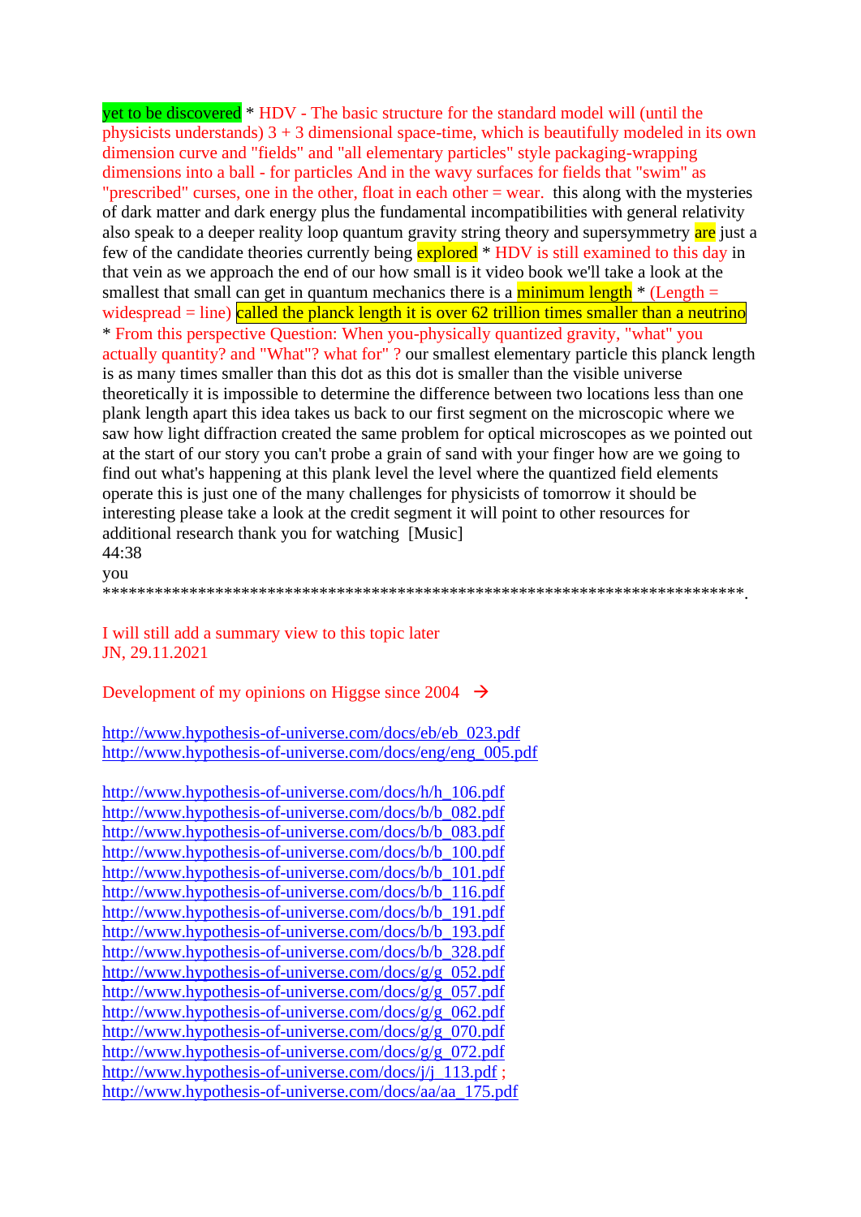yet to be discovered * HDV - The basic structure for the standard model will (until the physicists understands) 3 + 3 dimensional space-time, which is beautifully modeled in its own dimension curve and "fields" and "all elementary particles" style packaging-wrapping dimensions into a ball - for particles And in the wavy surfaces for fields that "swim" as "prescribed" curses, one in the other, float in each other = wear.  this along with the mysteries of dark matter and dark energy plus the fundamental incompatibilities with general relativity also speak to a deeper reality loop quantum gravity string theory and supersymmetry are just a few of the candidate theories currently being explored * HDV is still examined to this day in that vein as we approach the end of our how small is it video book we'll take a look at the smallest that small can get in quantum mechanics there is a minimum length * (Length = widespread = line) called the planck length it is over 62 trillion times smaller than a neutrino * From this perspective Question: When you-physically quantized gravity, "what" you actually quantity? and "What"? what for" ? our smallest elementary particle this planck length is as many times smaller than this dot as this dot is smaller than the visible universe theoretically it is impossible to determine the difference between two locations less than one plank length apart this idea takes us back to our first segment on the microscopic where we saw how light diffraction created the same problem for optical microscopes as we pointed out at the start of our story you can't probe a grain of sand with your finger how are we going to find out what's happening at this plank level the level where the quantized field elements operate this is just one of the many challenges for physicists of tomorrow it should be interesting please take a look at the credit segment it will point to other resources for additional research thank you for watching  [Music]
44:38
you
*************************************************************************.

I will still add a summary view to this topic later
JN, 29.11.2021

Development of my opinions on Higgse since 2004 →

http://www.hypothesis-of-universe.com/docs/eb/eb_023.pdf
http://www.hypothesis-of-universe.com/docs/eng/eng_005.pdf

http://www.hypothesis-of-universe.com/docs/h/h_106.pdf
http://www.hypothesis-of-universe.com/docs/b/b_082.pdf
http://www.hypothesis-of-universe.com/docs/b/b_083.pdf
http://www.hypothesis-of-universe.com/docs/b/b_100.pdf
http://www.hypothesis-of-universe.com/docs/b/b_101.pdf
http://www.hypothesis-of-universe.com/docs/b/b_116.pdf
http://www.hypothesis-of-universe.com/docs/b/b_191.pdf
http://www.hypothesis-of-universe.com/docs/b/b_193.pdf
http://www.hypothesis-of-universe.com/docs/b/b_328.pdf
http://www.hypothesis-of-universe.com/docs/g/g_052.pdf
http://www.hypothesis-of-universe.com/docs/g/g_057.pdf
http://www.hypothesis-of-universe.com/docs/g/g_062.pdf
http://www.hypothesis-of-universe.com/docs/g/g_070.pdf
http://www.hypothesis-of-universe.com/docs/g/g_072.pdf
http://www.hypothesis-of-universe.com/docs/j/j_113.pdf ;
http://www.hypothesis-of-universe.com/docs/aa/aa_175.pdf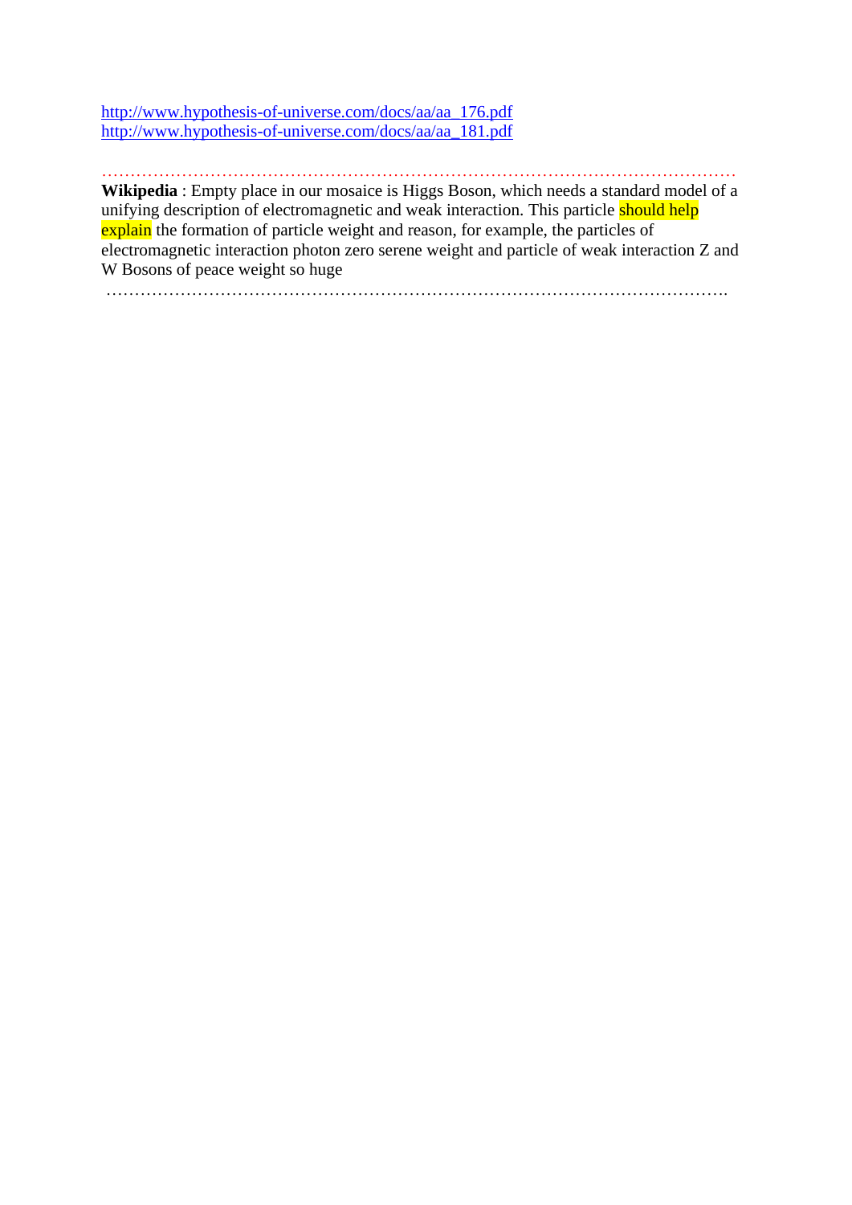http://www.hypothesis-of-universe.com/docs/aa/aa_176.pdf
http://www.hypothesis-of-universe.com/docs/aa/aa_181.pdf

…………………………………………………………………………………………………

**Wikipedia** : Empty place in our mosaice is Higgs Boson, which needs a standard model of a unifying description of electromagnetic and weak interaction. This particle should help explain the formation of particle weight and reason, for example, the particles of electromagnetic interaction photon zero serene weight and particle of weak interaction Z and W Bosons of peace weight so huge

…………………………………………………………………………………………….